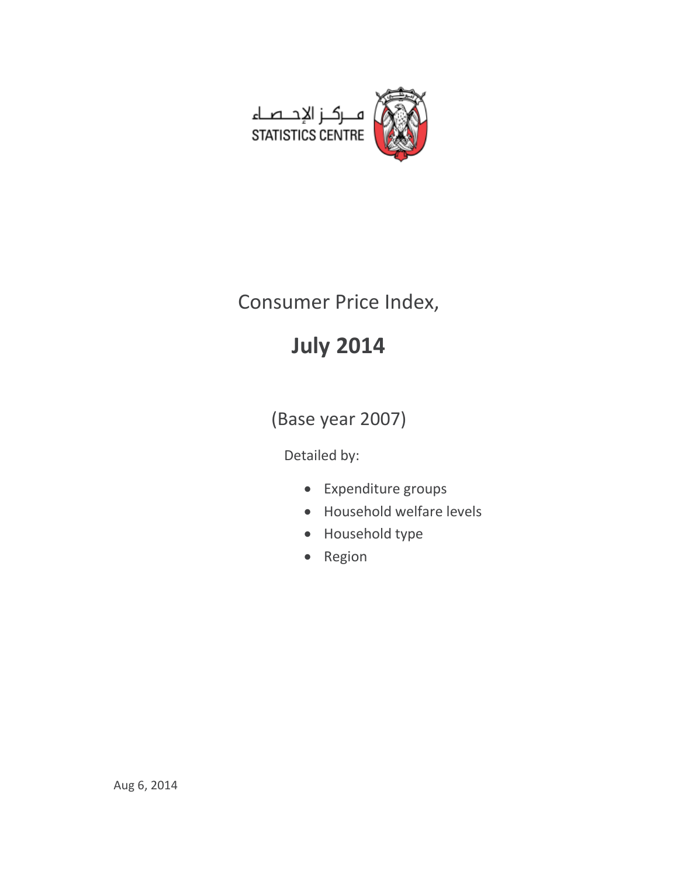مـركـز الإحـصـاء
STATISTICS CENTRE

# Consumer Price Index,

# July 2014

## (Base year 2007)

Detailed by:

- Expenditure groups
- Household welfare levels
- Household type
- Region

Aug 6, 2014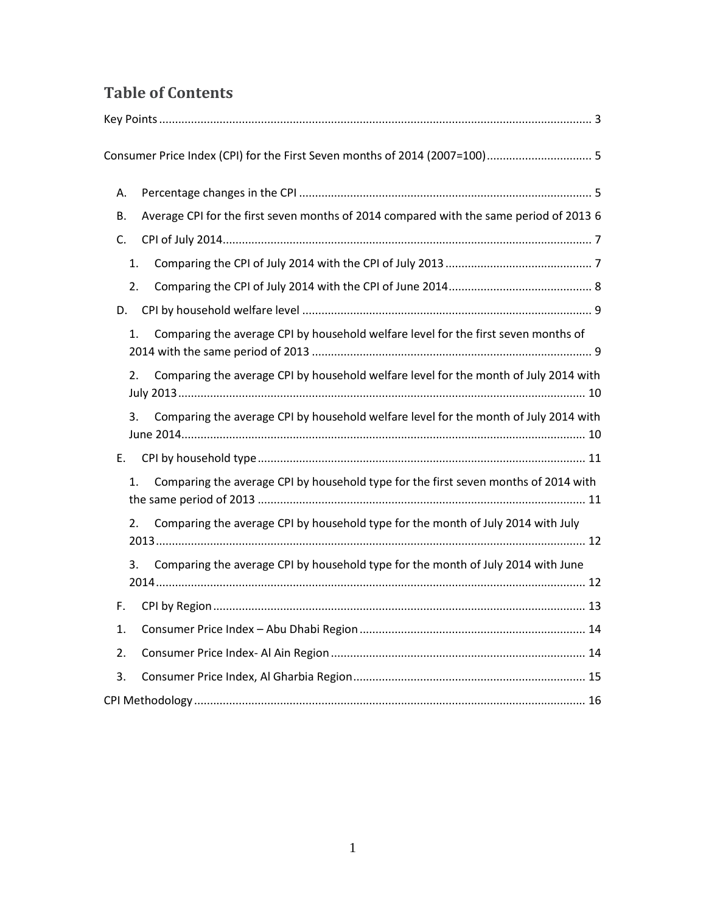# Table of Contents

Key Points ... 3

Consumer Price Index (CPI) for the First Seven months of 2014 (2007=100) ... 5

- A. Percentage changes in the CPI ... 5
- B. Average CPI for the first seven months of 2014 compared with the same period of 2013 6
- C. CPI of July 2014 ... 7
  - 1. Comparing the CPI of July 2014 with the CPI of July 2013 ... 7
  - 2. Comparing the CPI of July 2014 with the CPI of June 2014 ... 8
- D. CPI by household welfare level ... 9
  - 1. Comparing the average CPI by household welfare level for the first seven months of 2014 with the same period of 2013 ... 9
  - 2. Comparing the average CPI by household welfare level for the month of July 2014 with July 2013 ... 10
  - 3. Comparing the average CPI by household welfare level for the month of July 2014 with June 2014 ... 10
- E. CPI by household type ... 11
  - 1. Comparing the average CPI by household type for the first seven months of 2014 with the same period of 2013 ... 11
  - 2. Comparing the average CPI by household type for the month of July 2014 with July 2013 ... 12
  - 3. Comparing the average CPI by household type for the month of July 2014 with June 2014 ... 12
- F. CPI by Region ... 13
- 1. Consumer Price Index – Abu Dhabi Region ... 14
- 2. Consumer Price Index- Al Ain Region ... 14
- 3. Consumer Price Index, Al Gharbia Region ... 15

CPI Methodology ... 16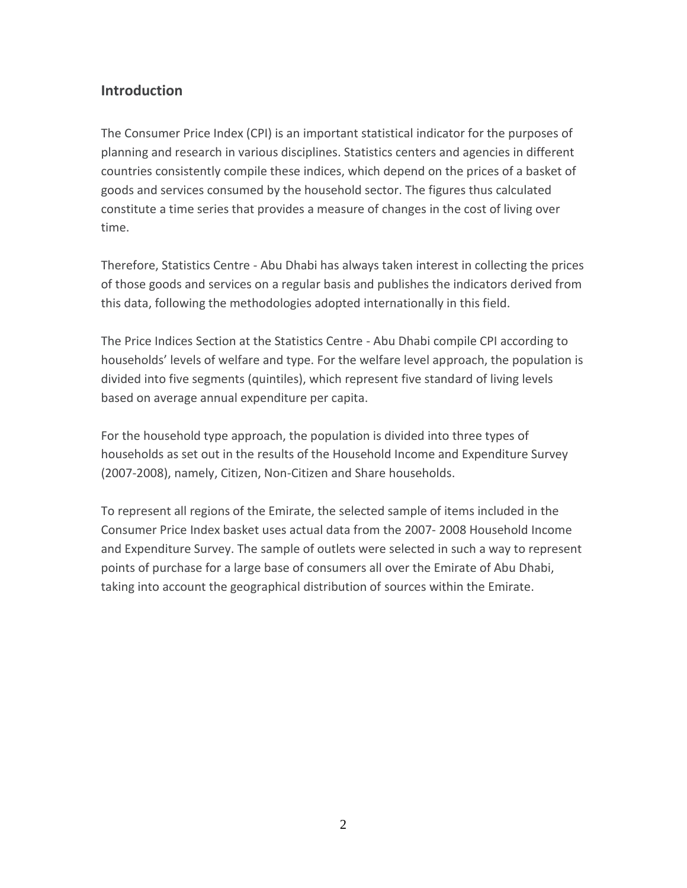## Introduction

The Consumer Price Index (CPI) is an important statistical indicator for the purposes of planning and research in various disciplines. Statistics centers and agencies in different countries consistently compile these indices, which depend on the prices of a basket of goods and services consumed by the household sector. The figures thus calculated constitute a time series that provides a measure of changes in the cost of living over time.

Therefore, Statistics Centre - Abu Dhabi has always taken interest in collecting the prices of those goods and services on a regular basis and publishes the indicators derived from this data, following the methodologies adopted internationally in this field.

The Price Indices Section at the Statistics Centre - Abu Dhabi compile CPI according to households' levels of welfare and type. For the welfare level approach, the population is divided into five segments (quintiles), which represent five standard of living levels based on average annual expenditure per capita.

For the household type approach, the population is divided into three types of households as set out in the results of the Household Income and Expenditure Survey (2007-2008), namely, Citizen, Non-Citizen and Share households.

To represent all regions of the Emirate, the selected sample of items included in the Consumer Price Index basket uses actual data from the 2007- 2008 Household Income and Expenditure Survey. The sample of outlets were selected in such a way to represent points of purchase for a large base of consumers all over the Emirate of Abu Dhabi, taking into account the geographical distribution of sources within the Emirate.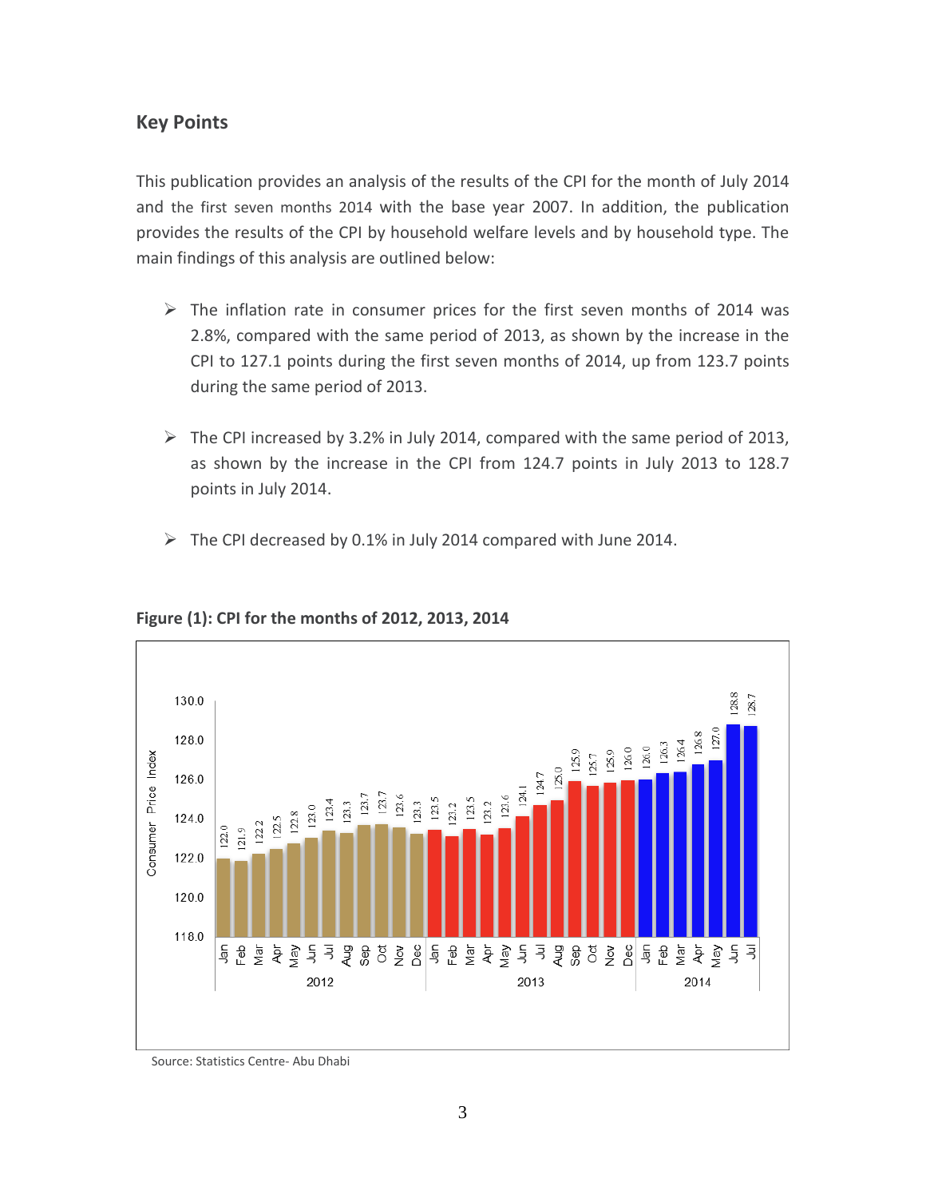## Key Points

This publication provides an analysis of the results of the CPI for the month of July 2014 and the first seven months 2014 with the base year 2007. In addition, the publication provides the results of the CPI by household welfare levels and by household type. The main findings of this analysis are outlined below:

- The inflation rate in consumer prices for the first seven months of 2014 was 2.8%, compared with the same period of 2013, as shown by the increase in the CPI to 127.1 points during the first seven months of 2014, up from 123.7 points during the same period of 2013.

- The CPI increased by 3.2% in July 2014, compared with the same period of 2013, as shown by the increase in the CPI from 124.7 points in July 2013 to 128.7 points in July 2014.

- The CPI decreased by 0.1% in July 2014 compared with June 2014.

**Figure (1): CPI for the months of 2012, 2013, 2014**

| Month | 2012 | 2013 | 2014 |
|---|---|---|---|
| Jan | 122.0 | 123.5 | 126.0 |
| Feb | 121.9 | 123.2 | 126.3 |
| Mar | 122.2 | 123.5 | 126.4 |
| Apr | 122.5 | 123.2 | 126.8 |
| May | 122.8 | 123.6 | 127.0 |
| Jun | 123.0 | 124.1 | 128.8 |
| Jul | 123.4 | 124.7 | 128.7 |
| Aug | 123.3 | 125.0 | |
| Sep | 123.7 | 125.9 | |
| Oct | 123.7 | 125.7 | |
| Nov | 123.6 | 125.9 | |
| Dec | 123.3 | 126.0 | |

Source: Statistics Centre- Abu Dhabi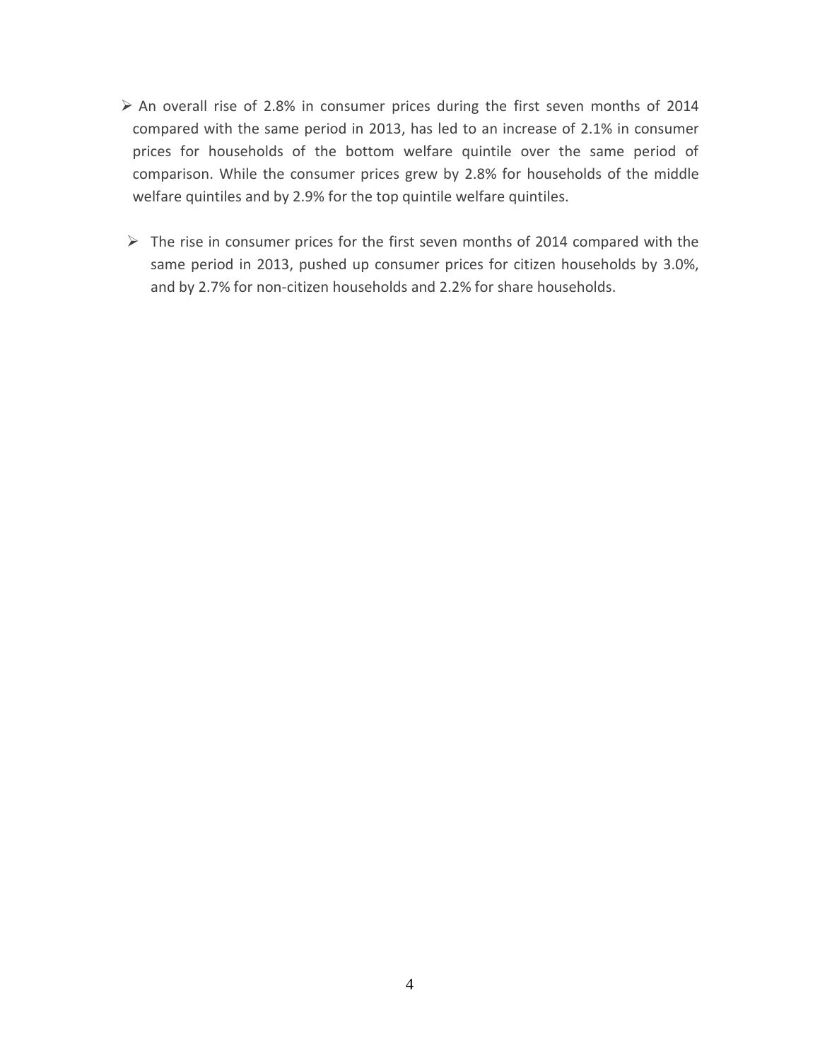- An overall rise of 2.8% in consumer prices during the first seven months of 2014 compared with the same period in 2013, has led to an increase of 2.1% in consumer prices for households of the bottom welfare quintile over the same period of comparison. While the consumer prices grew by 2.8% for households of the middle welfare quintiles and by 2.9% for the top quintile welfare quintiles.

- The rise in consumer prices for the first seven months of 2014 compared with the same period in 2013, pushed up consumer prices for citizen households by 3.0%, and by 2.7% for non-citizen households and 2.2% for share households.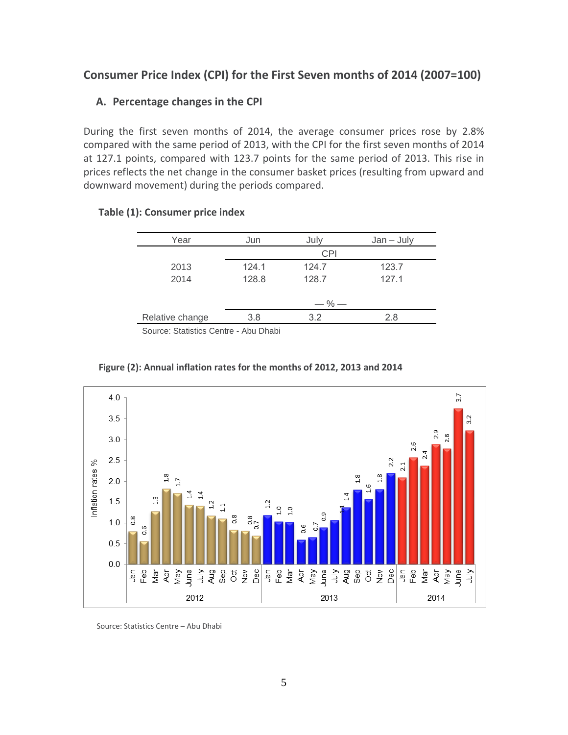## Consumer Price Index (CPI) for the First Seven months of 2014 (2007=100)

### A. Percentage changes in the CPI

During the first seven months of 2014, the average consumer prices rose by 2.8% compared with the same period of 2013, with the CPI for the first seven months of 2014 at 127.1 points, compared with 123.7 points for the same period of 2013. This rise in prices reflects the net change in the consumer basket prices (resulting from upward and downward movement) during the periods compared.

**Table (1): Consumer price index**

| Year | Jun | July | Jan – July |
|---|---|---|---|
| | CPI | | |
| 2013 | 124.1 | 124.7 | 123.7 |
| 2014 | 128.8 | 128.7 | 127.1 |
| | — % — | | |
| Relative change | 3.8 | 3.2 | 2.8 |

Source: Statistics Centre - Abu Dhabi

**Figure (2): Annual inflation rates for the months of 2012, 2013 and 2014**

Source: Statistics Centre – Abu Dhabi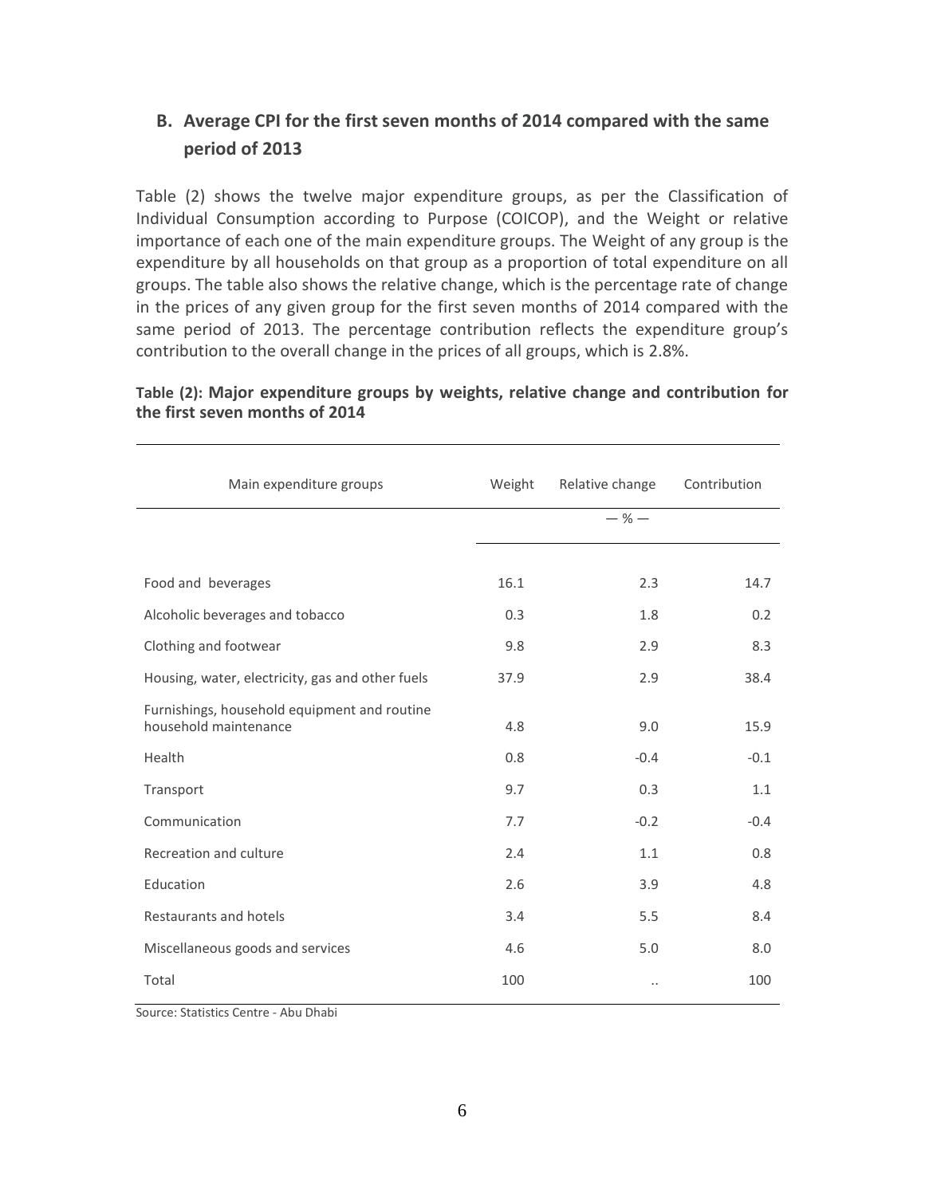## B. Average CPI for the first seven months of 2014 compared with the same period of 2013

Table (2) shows the twelve major expenditure groups, as per the Classification of Individual Consumption according to Purpose (COICOP), and the Weight or relative importance of each one of the main expenditure groups. The Weight of any group is the expenditure by all households on that group as a proportion of total expenditure on all groups. The table also shows the relative change, which is the percentage rate of change in the prices of any given group for the first seven months of 2014 compared with the same period of 2013. The percentage contribution reflects the expenditure group's contribution to the overall change in the prices of all groups, which is 2.8%.

**Table (2): Major expenditure groups by weights, relative change and contribution for the first seven months of 2014**

| Main expenditure groups | Weight | Relative change | Contribution |
|---|---|---|---|
| | | — % — | |
| Food and beverages | 16.1 | 2.3 | 14.7 |
| Alcoholic beverages and tobacco | 0.3 | 1.8 | 0.2 |
| Clothing and footwear | 9.8 | 2.9 | 8.3 |
| Housing, water, electricity, gas and other fuels | 37.9 | 2.9 | 38.4 |
| Furnishings, household equipment and routine household maintenance | 4.8 | 9.0 | 15.9 |
| Health | 0.8 | -0.4 | -0.1 |
| Transport | 9.7 | 0.3 | 1.1 |
| Communication | 7.7 | -0.2 | -0.4 |
| Recreation and culture | 2.4 | 1.1 | 0.8 |
| Education | 2.6 | 3.9 | 4.8 |
| Restaurants and hotels | 3.4 | 5.5 | 8.4 |
| Miscellaneous goods and services | 4.6 | 5.0 | 8.0 |
| Total | 100 | .. | 100 |

Source: Statistics Centre - Abu Dhabi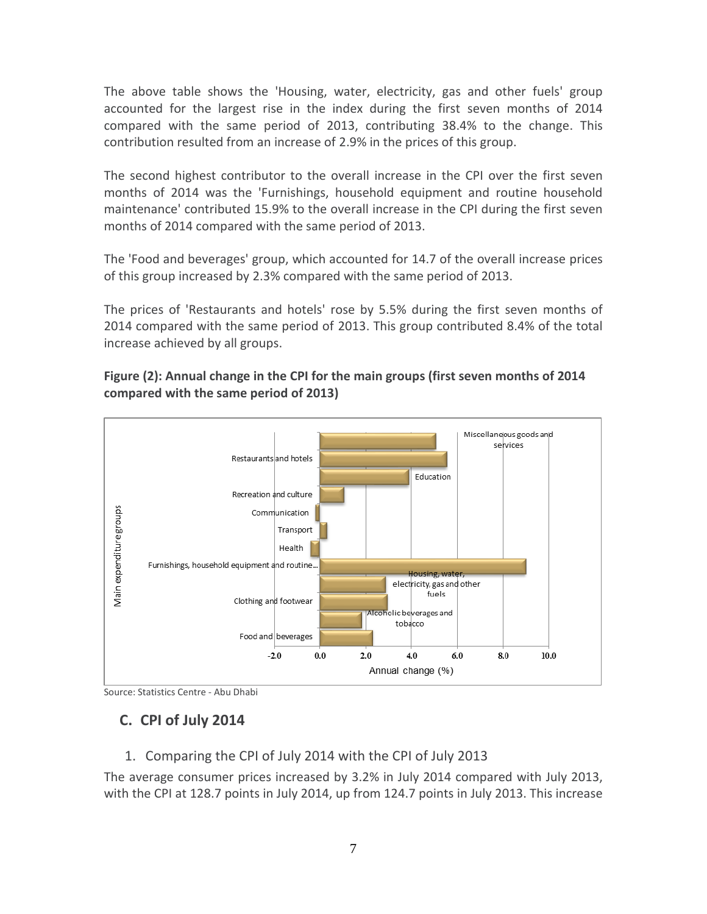The above table shows the 'Housing, water, electricity, gas and other fuels' group accounted for the largest rise in the index during the first seven months of 2014 compared with the same period of 2013, contributing 38.4% to the change. This contribution resulted from an increase of 2.9% in the prices of this group.

The second highest contributor to the overall increase in the CPI over the first seven months of 2014 was the 'Furnishings, household equipment and routine household maintenance' contributed 15.9% to the overall increase in the CPI during the first seven months of 2014 compared with the same period of 2013.

The 'Food and beverages' group, which accounted for 14.7 of the overall increase prices of this group increased by 2.3% compared with the same period of 2013.

The prices of 'Restaurants and hotels' rose by 5.5% during the first seven months of 2014 compared with the same period of 2013. This group contributed 8.4% of the total increase achieved by all groups.

**Figure (2): Annual change in the CPI for the main groups (first seven months of 2014 compared with the same period of 2013)**

Source: Statistics Centre - Abu Dhabi

## C. CPI of July 2014

1. Comparing the CPI of July 2014 with the CPI of July 2013

The average consumer prices increased by 3.2% in July 2014 compared with July 2013, with the CPI at 128.7 points in July 2014, up from 124.7 points in July 2013. This increase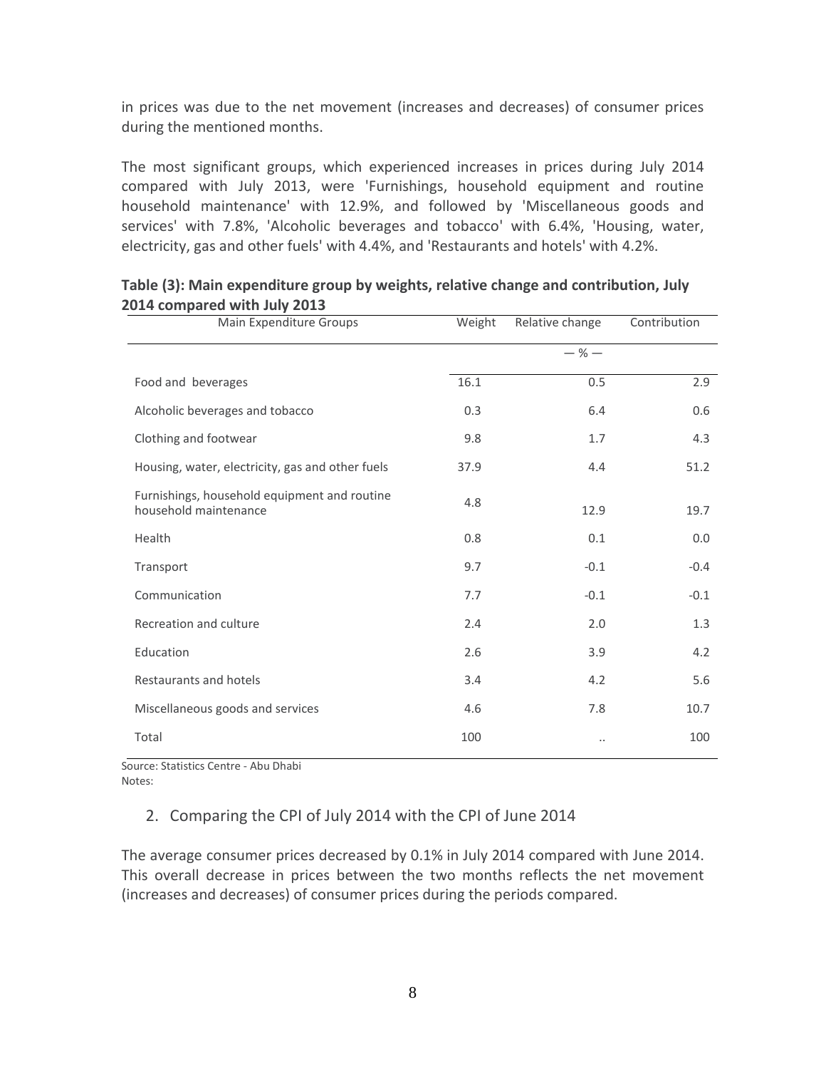in prices was due to the net movement (increases and decreases) of consumer prices during the mentioned months.

The most significant groups, which experienced increases in prices during July 2014 compared with July 2013, were 'Furnishings, household equipment and routine household maintenance' with 12.9%, and followed by 'Miscellaneous goods and services' with 7.8%, 'Alcoholic beverages and tobacco' with 6.4%, 'Housing, water, electricity, gas and other fuels' with 4.4%, and 'Restaurants and hotels' with 4.2%.

**Table (3): Main expenditure group by weights, relative change and contribution, July 2014 compared with July 2013**

| Main Expenditure Groups | Weight | Relative change | Contribution |
|---|---|---|---|
| | | — % — | |
| Food and beverages | 16.1 | 0.5 | 2.9 |
| Alcoholic beverages and tobacco | 0.3 | 6.4 | 0.6 |
| Clothing and footwear | 9.8 | 1.7 | 4.3 |
| Housing, water, electricity, gas and other fuels | 37.9 | 4.4 | 51.2 |
| Furnishings, household equipment and routine household maintenance | 4.8 | 12.9 | 19.7 |
| Health | 0.8 | 0.1 | 0.0 |
| Transport | 9.7 | -0.1 | -0.4 |
| Communication | 7.7 | -0.1 | -0.1 |
| Recreation and culture | 2.4 | 2.0 | 1.3 |
| Education | 2.6 | 3.9 | 4.2 |
| Restaurants and hotels | 3.4 | 4.2 | 5.6 |
| Miscellaneous goods and services | 4.6 | 7.8 | 10.7 |
| Total | 100 | .. | 100 |

Source: Statistics Centre - Abu Dhabi
Notes:

## 2. Comparing the CPI of July 2014 with the CPI of June 2014

The average consumer prices decreased by 0.1% in July 2014 compared with June 2014. This overall decrease in prices between the two months reflects the net movement (increases and decreases) of consumer prices during the periods compared.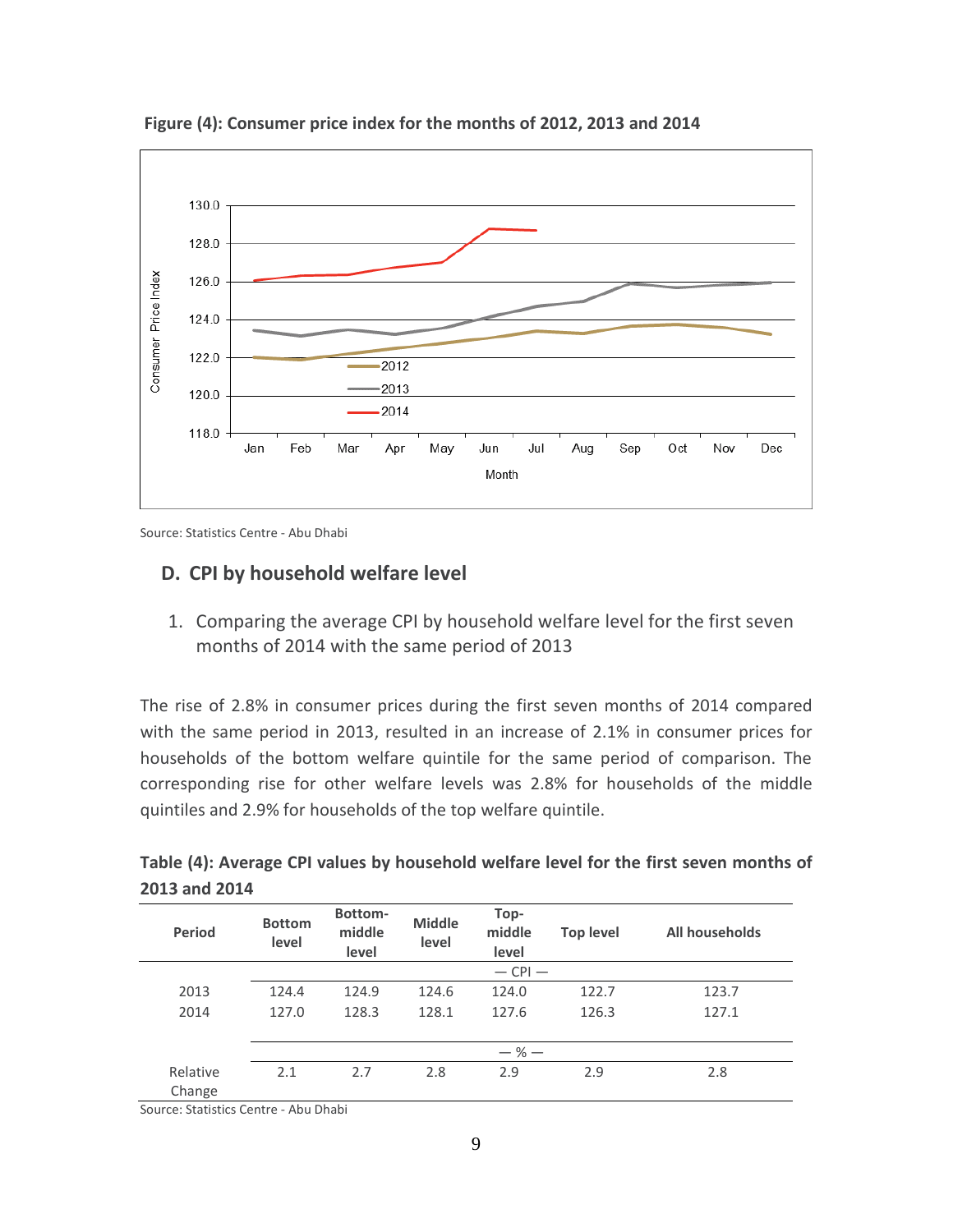**Figure (4): Consumer price index for the months of 2012, 2013 and 2014**

Source: Statistics Centre - Abu Dhabi

## D. CPI by household welfare level

1. Comparing the average CPI by household welfare level for the first seven months of 2014 with the same period of 2013

The rise of 2.8% in consumer prices during the first seven months of 2014 compared with the same period in 2013, resulted in an increase of 2.1% in consumer prices for households of the bottom welfare quintile for the same period of comparison. The corresponding rise for other welfare levels was 2.8% for households of the middle quintiles and 2.9% for households of the top welfare quintile.

**Table (4): Average CPI values by household welfare level for the first seven months of 2013 and 2014**

| Period | Bottom level | Bottom-middle level | Middle level | Top-middle level | Top level | All households |
|---|---|---|---|---|---|---|
| | | | | — CPI — | | |
| 2013 | 124.4 | 124.9 | 124.6 | 124.0 | 122.7 | 123.7 |
| 2014 | 127.0 | 128.3 | 128.1 | 127.6 | 126.3 | 127.1 |
| | | | | — % — | | |
| Relative Change | 2.1 | 2.7 | 2.8 | 2.9 | 2.9 | 2.8 |

Source: Statistics Centre - Abu Dhabi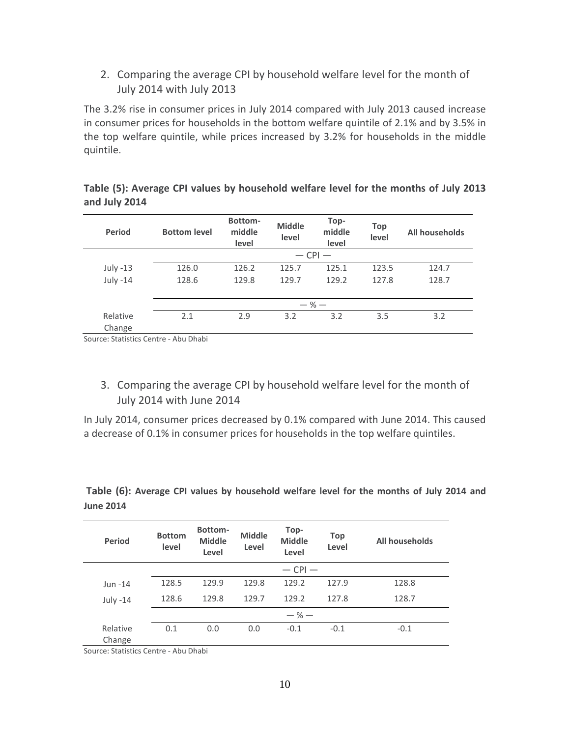2. Comparing the average CPI by household welfare level for the month of July 2014 with July 2013

The 3.2% rise in consumer prices in July 2014 compared with July 2013 caused increase in consumer prices for households in the bottom welfare quintile of 2.1% and by 3.5% in the top welfare quintile, while prices increased by 3.2% for households in the middle quintile.

**Table (5): Average CPI values by household welfare level for the months of July 2013 and July 2014**

| Period | Bottom level | Bottom-middle level | Middle level | Top-middle level | Top level | All households |
|---|---|---|---|---|---|---|
| | — CPI — | | | | | |
| July -13 | 126.0 | 126.2 | 125.7 | 125.1 | 123.5 | 124.7 |
| July -14 | 128.6 | 129.8 | 129.7 | 129.2 | 127.8 | 128.7 |
| | — % — | | | | | |
| Relative Change | 2.1 | 2.9 | 3.2 | 3.2 | 3.5 | 3.2 |

Source: Statistics Centre - Abu Dhabi

3. Comparing the average CPI by household welfare level for the month of July 2014 with June 2014

In July 2014, consumer prices decreased by 0.1% compared with June 2014. This caused a decrease of 0.1% in consumer prices for households in the top welfare quintiles.

**Table (6): Average CPI values by household welfare level for the months of July 2014 and June 2014**

| Period | Bottom level | Bottom-Middle Level | Middle Level | Top-Middle Level | Top Level | All households |
|---|---|---|---|---|---|---|
| | — CPI — | | | | | |
| Jun -14 | 128.5 | 129.9 | 129.8 | 129.2 | 127.9 | 128.8 |
| July -14 | 128.6 | 129.8 | 129.7 | 129.2 | 127.8 | 128.7 |
| | — % — | | | | | |
| Relative Change | 0.1 | 0.0 | 0.0 | -0.1 | -0.1 | -0.1 |

Source: Statistics Centre - Abu Dhabi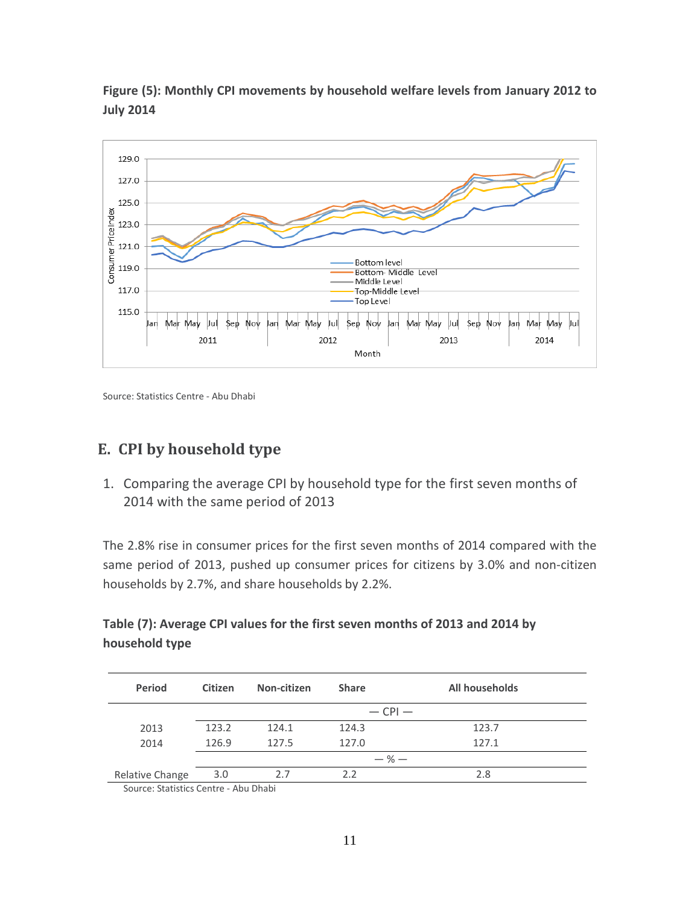**Figure (5): Monthly CPI movements by household welfare levels from January 2012 to July 2014**

Source: Statistics Centre - Abu Dhabi

## E. CPI by household type

1. Comparing the average CPI by household type for the first seven months of 2014 with the same period of 2013

The 2.8% rise in consumer prices for the first seven months of 2014 compared with the same period of 2013, pushed up consumer prices for citizens by 3.0% and non-citizen households by 2.7%, and share households by 2.2%.

**Table (7): Average CPI values for the first seven months of 2013 and 2014 by household type**

| Period | Citizen | Non-citizen | Share | All households |
|---|---|---|---|---|
| | — CPI — | | | |
| 2013 | 123.2 | 124.1 | 124.3 | 123.7 |
| 2014 | 126.9 | 127.5 | 127.0 | 127.1 |
| | — % — | | | |
| Relative Change | 3.0 | 2.7 | 2.2 | 2.8 |

Source: Statistics Centre - Abu Dhabi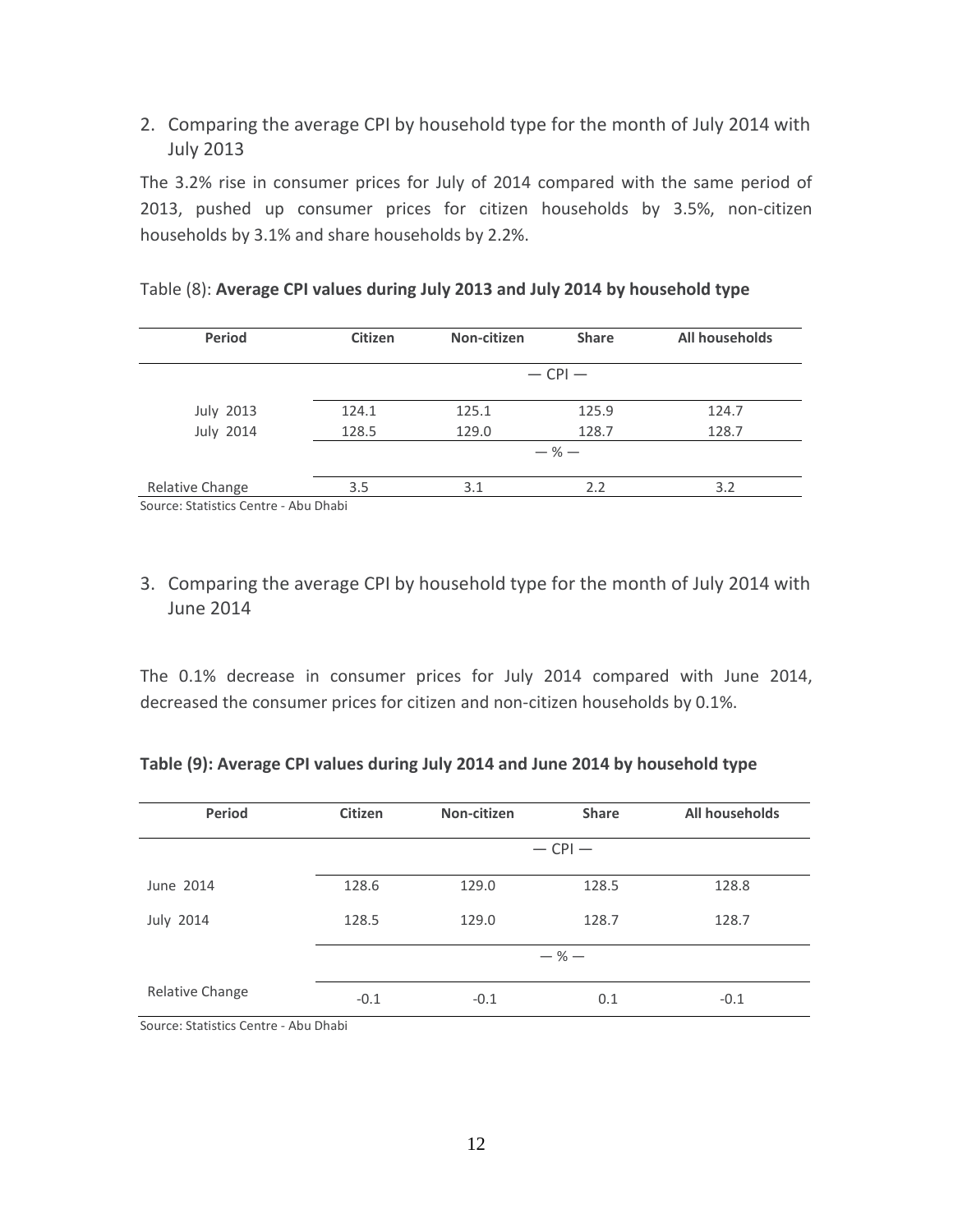2. Comparing the average CPI by household type for the month of July 2014 with July 2013

The 3.2% rise in consumer prices for July of 2014 compared with the same period of 2013, pushed up consumer prices for citizen households by 3.5%, non-citizen households by 3.1% and share households by 2.2%.

Table (8): **Average CPI values during July 2013 and July 2014 by household type**

| Period | Citizen | Non-citizen | Share | All households |
|---|---|---|---|---|
| | | | — CPI — | |
| July 2013 | 124.1 | 125.1 | 125.9 | 124.7 |
| July 2014 | 128.5 | 129.0 | 128.7 | 128.7 |
| | | | — % — | |
| Relative Change | 3.5 | 3.1 | 2.2 | 3.2 |

Source: Statistics Centre - Abu Dhabi

3. Comparing the average CPI by household type for the month of July 2014 with June 2014

The 0.1% decrease in consumer prices for July 2014 compared with June 2014, decreased the consumer prices for citizen and non-citizen households by 0.1%.

**Table (9): Average CPI values during July 2014 and June 2014 by household type**

| Period | Citizen | Non-citizen | Share | All households |
|---|---|---|---|---|
| | | | — CPI — | |
| June 2014 | 128.6 | 129.0 | 128.5 | 128.8 |
| July 2014 | 128.5 | 129.0 | 128.7 | 128.7 |
| | | | — % — | |
| Relative Change | -0.1 | -0.1 | 0.1 | -0.1 |

Source: Statistics Centre - Abu Dhabi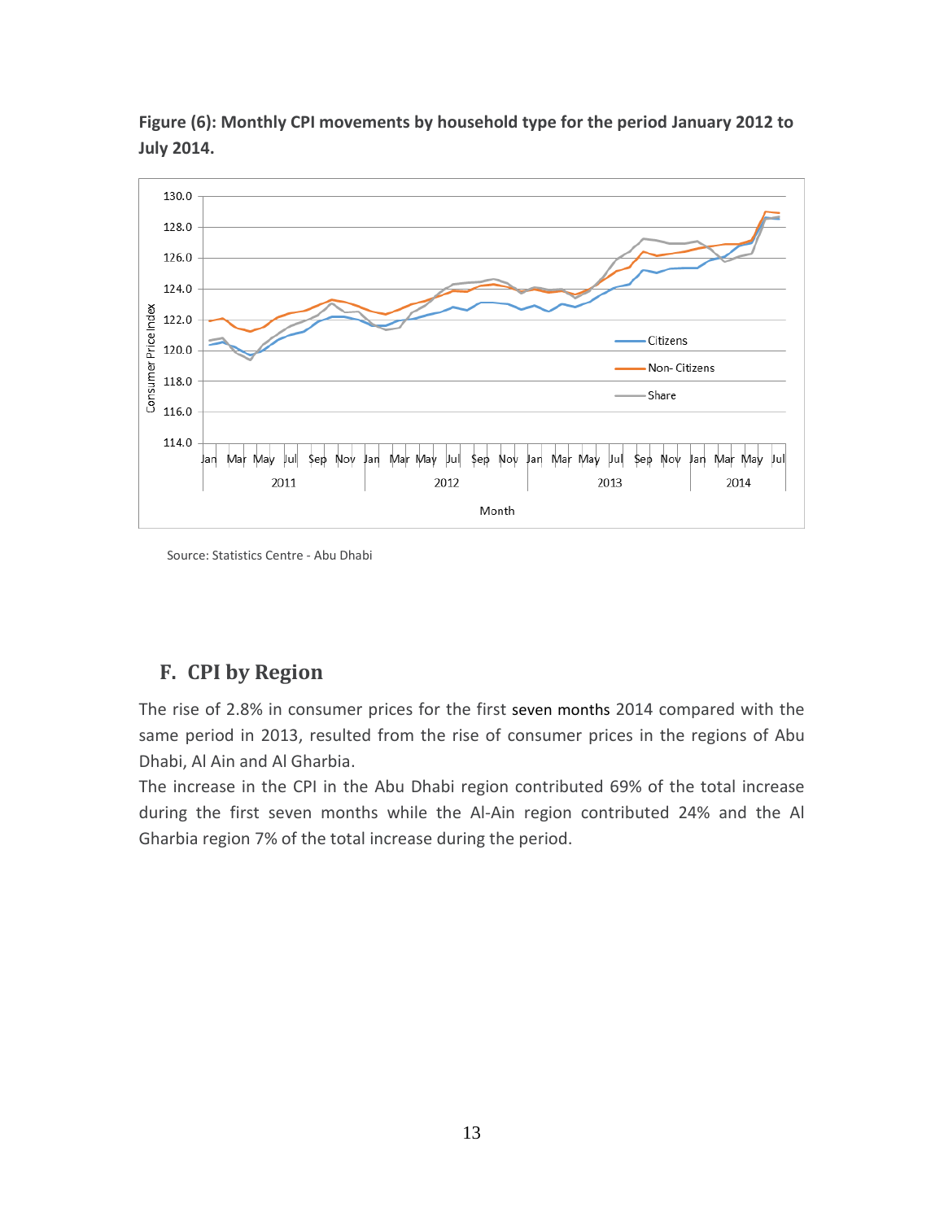**Figure (6): Monthly CPI movements by household type for the period January 2012 to July 2014.**

Source: Statistics Centre - Abu Dhabi

## F. CPI by Region

The rise of 2.8% in consumer prices for the first seven months 2014 compared with the same period in 2013, resulted from the rise of consumer prices in the regions of Abu Dhabi, Al Ain and Al Gharbia.

The increase in the CPI in the Abu Dhabi region contributed 69% of the total increase during the first seven months while the Al-Ain region contributed 24% and the Al Gharbia region 7% of the total increase during the period.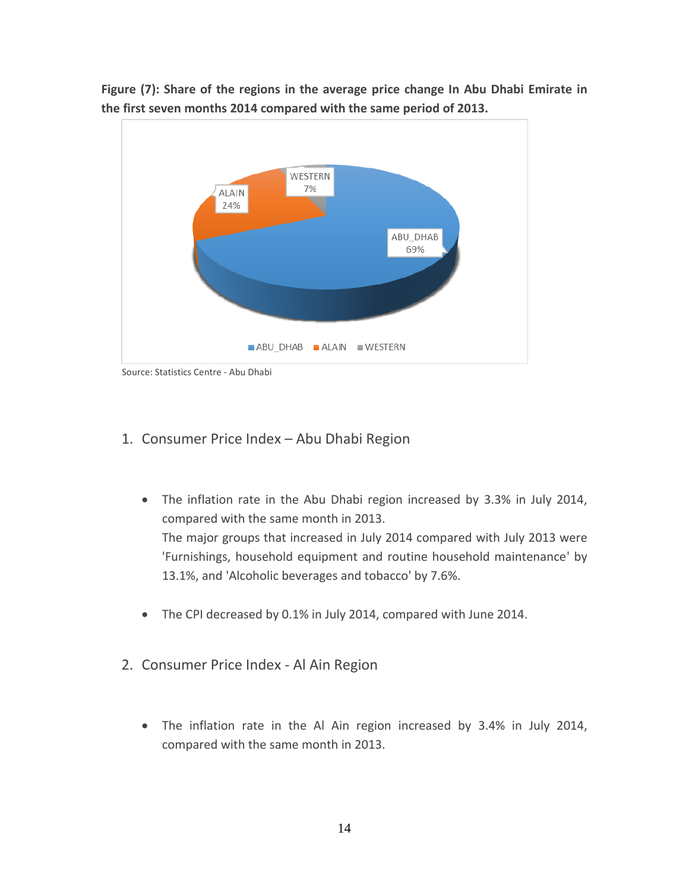**Figure (7): Share of the regions in the average price change In Abu Dhabi Emirate in the first seven months 2014 compared with the same period of 2013.**

Source: Statistics Centre - Abu Dhabi

1. Consumer Price Index – Abu Dhabi Region

- The inflation rate in the Abu Dhabi region increased by 3.3% in July 2014, compared with the same month in 2013.
  The major groups that increased in July 2014 compared with July 2013 were 'Furnishings, household equipment and routine household maintenance' by 13.1%, and 'Alcoholic beverages and tobacco' by 7.6%.

- The CPI decreased by 0.1% in July 2014, compared with June 2014.

2. Consumer Price Index - Al Ain Region

- The inflation rate in the Al Ain region increased by 3.4% in July 2014, compared with the same month in 2013.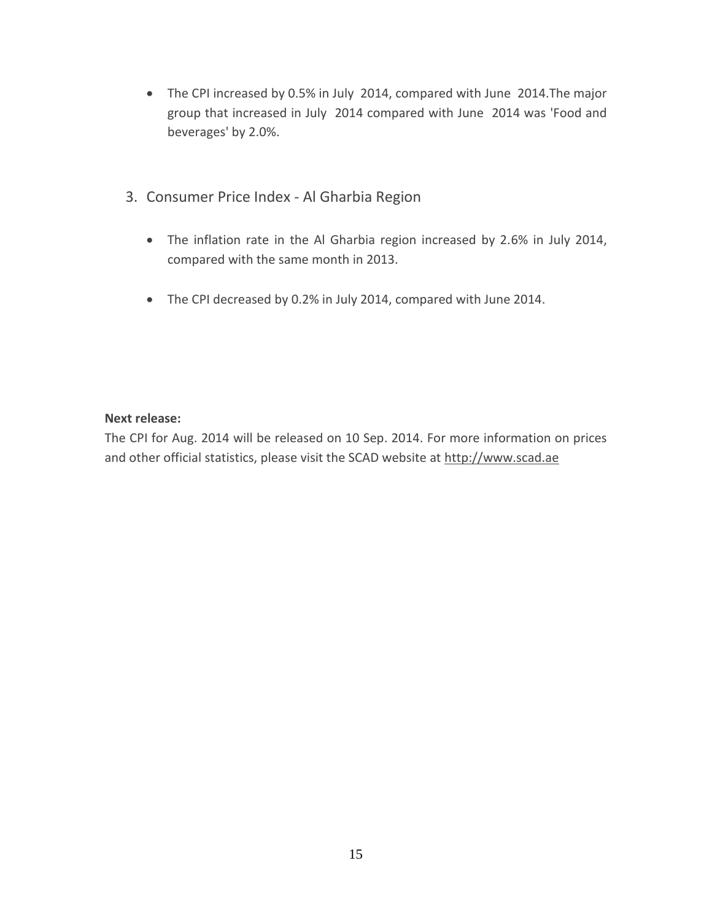- The CPI increased by 0.5% in July 2014, compared with June 2014.The major group that increased in July 2014 compared with June 2014 was 'Food and beverages' by 2.0%.

## 3. Consumer Price Index - Al Gharbia Region

- The inflation rate in the Al Gharbia region increased by 2.6% in July 2014, compared with the same month in 2013.

- The CPI decreased by 0.2% in July 2014, compared with June 2014.

**Next release:**

The CPI for Aug. 2014 will be released on 10 Sep. 2014. For more information on prices and other official statistics, please visit the SCAD website at http://www.scad.ae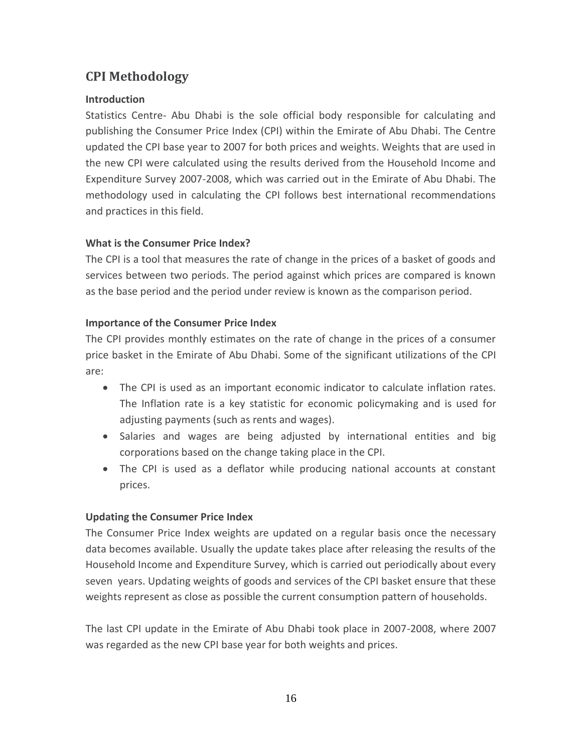## CPI Methodology

### Introduction

Statistics Centre- Abu Dhabi is the sole official body responsible for calculating and publishing the Consumer Price Index (CPI) within the Emirate of Abu Dhabi. The Centre updated the CPI base year to 2007 for both prices and weights. Weights that are used in the new CPI were calculated using the results derived from the Household Income and Expenditure Survey 2007-2008, which was carried out in the Emirate of Abu Dhabi. The methodology used in calculating the CPI follows best international recommendations and practices in this field.

### What is the Consumer Price Index?

The CPI is a tool that measures the rate of change in the prices of a basket of goods and services between two periods. The period against which prices are compared is known as the base period and the period under review is known as the comparison period.

### Importance of the Consumer Price Index

The CPI provides monthly estimates on the rate of change in the prices of a consumer price basket in the Emirate of Abu Dhabi. Some of the significant utilizations of the CPI are:

- The CPI is used as an important economic indicator to calculate inflation rates. The Inflation rate is a key statistic for economic policymaking and is used for adjusting payments (such as rents and wages).
- Salaries and wages are being adjusted by international entities and big corporations based on the change taking place in the CPI.
- The CPI is used as a deflator while producing national accounts at constant prices.

### Updating the Consumer Price Index

The Consumer Price Index weights are updated on a regular basis once the necessary data becomes available. Usually the update takes place after releasing the results of the Household Income and Expenditure Survey, which is carried out periodically about every seven years. Updating weights of goods and services of the CPI basket ensure that these weights represent as close as possible the current consumption pattern of households.

The last CPI update in the Emirate of Abu Dhabi took place in 2007-2008, where 2007 was regarded as the new CPI base year for both weights and prices.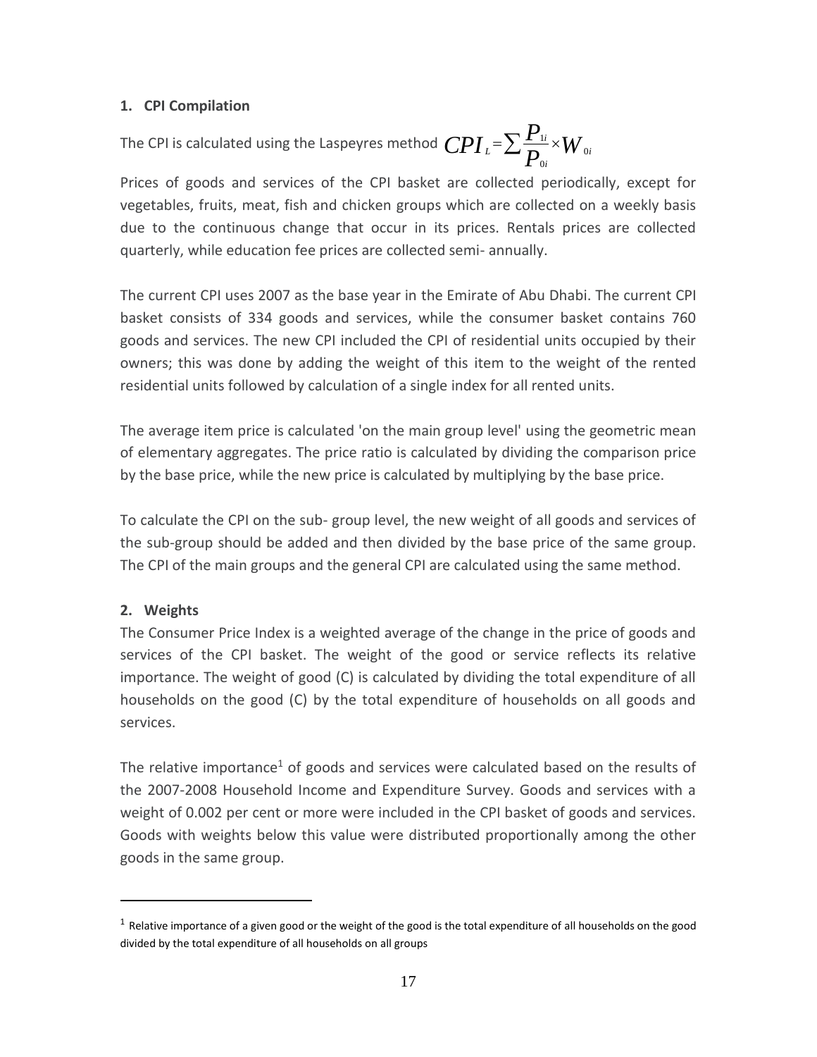### 1. CPI Compilation

The CPI is calculated using the Laspeyres method $CPI_L = \sum \frac{P_{1i}}{P_{0i}} \times W_{0i}$

Prices of goods and services of the CPI basket are collected periodically, except for vegetables, fruits, meat, fish and chicken groups which are collected on a weekly basis due to the continuous change that occur in its prices. Rentals prices are collected quarterly, while education fee prices are collected semi- annually.

The current CPI uses 2007 as the base year in the Emirate of Abu Dhabi. The current CPI basket consists of 334 goods and services, while the consumer basket contains 760 goods and services. The new CPI included the CPI of residential units occupied by their owners; this was done by adding the weight of this item to the weight of the rented residential units followed by calculation of a single index for all rented units.

The average item price is calculated 'on the main group level' using the geometric mean of elementary aggregates. The price ratio is calculated by dividing the comparison price by the base price, while the new price is calculated by multiplying by the base price.

To calculate the CPI on the sub- group level, the new weight of all goods and services of the sub-group should be added and then divided by the base price of the same group. The CPI of the main groups and the general CPI are calculated using the same method.

### 2. Weights

The Consumer Price Index is a weighted average of the change in the price of goods and services of the CPI basket. The weight of the good or service reflects its relative importance. The weight of good (C) is calculated by dividing the total expenditure of all households on the good (C) by the total expenditure of households on all goods and services.

The relative importance[1] of goods and services were calculated based on the results of the 2007-2008 Household Income and Expenditure Survey. Goods and services with a weight of 0.002 per cent or more were included in the CPI basket of goods and services. Goods with weights below this value were distributed proportionally among the other goods in the same group.

---

[1] Relative importance of a given good or the weight of the good is the total expenditure of all households on the good divided by the total expenditure of all households on all groups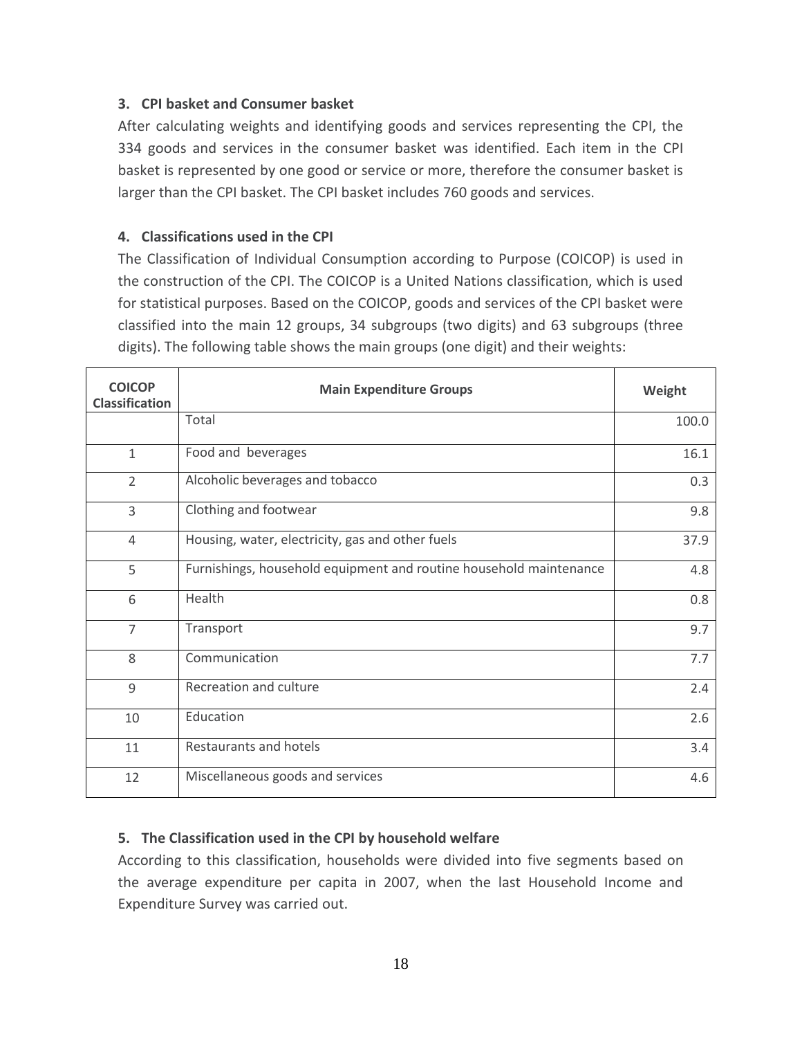### 3. CPI basket and Consumer basket

After calculating weights and identifying goods and services representing the CPI, the 334 goods and services in the consumer basket was identified. Each item in the CPI basket is represented by one good or service or more, therefore the consumer basket is larger than the CPI basket. The CPI basket includes 760 goods and services.

### 4. Classifications used in the CPI

The Classification of Individual Consumption according to Purpose (COICOP) is used in the construction of the CPI. The COICOP is a United Nations classification, which is used for statistical purposes. Based on the COICOP, goods and services of the CPI basket were classified into the main 12 groups, 34 subgroups (two digits) and 63 subgroups (three digits). The following table shows the main groups (one digit) and their weights:

| COICOP Classification | Main Expenditure Groups | Weight |
|---|---|---|
| | Total | 100.0 |
| 1 | Food and beverages | 16.1 |
| 2 | Alcoholic beverages and tobacco | 0.3 |
| 3 | Clothing and footwear | 9.8 |
| 4 | Housing, water, electricity, gas and other fuels | 37.9 |
| 5 | Furnishings, household equipment and routine household maintenance | 4.8 |
| 6 | Health | 0.8 |
| 7 | Transport | 9.7 |
| 8 | Communication | 7.7 |
| 9 | Recreation and culture | 2.4 |
| 10 | Education | 2.6 |
| 11 | Restaurants and hotels | 3.4 |
| 12 | Miscellaneous goods and services | 4.6 |

### 5. The Classification used in the CPI by household welfare

According to this classification, households were divided into five segments based on the average expenditure per capita in 2007, when the last Household Income and Expenditure Survey was carried out.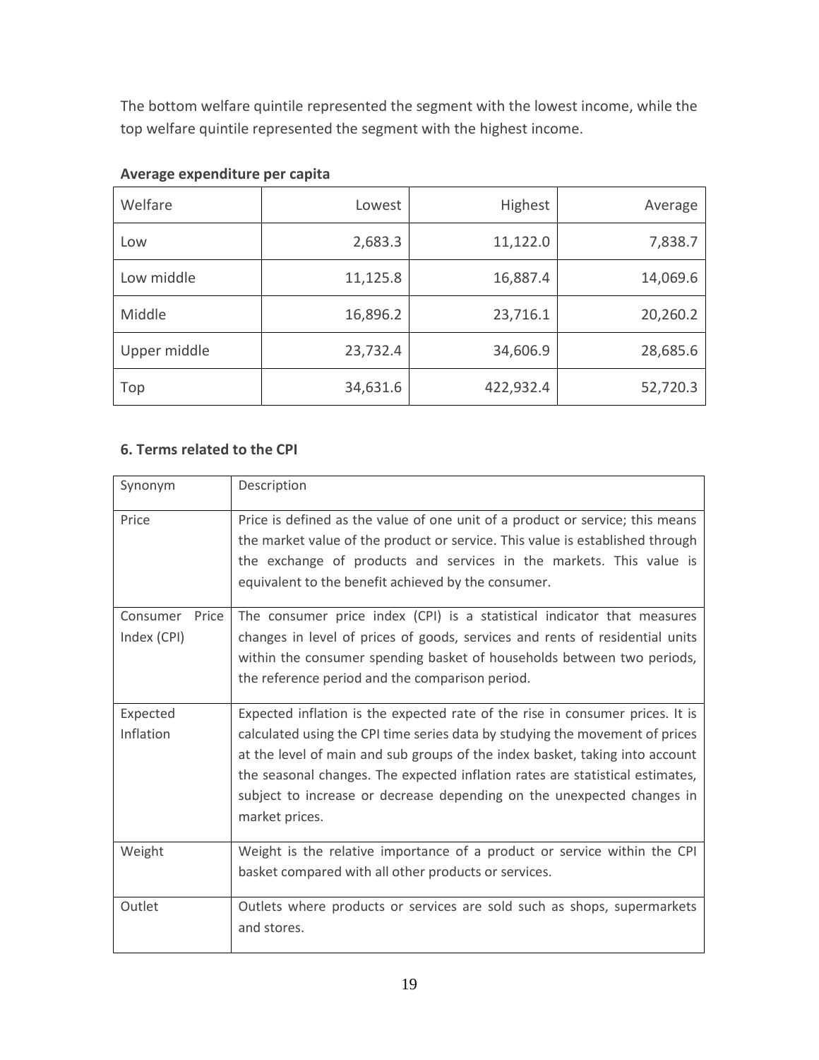The bottom welfare quintile represented the segment with the lowest income, while the top welfare quintile represented the segment with the highest income.

**Average expenditure per capita**

| Welfare | Lowest | Highest | Average |
|---|---|---|---|
| Low | 2,683.3 | 11,122.0 | 7,838.7 |
| Low middle | 11,125.8 | 16,887.4 | 14,069.6 |
| Middle | 16,896.2 | 23,716.1 | 20,260.2 |
| Upper middle | 23,732.4 | 34,606.9 | 28,685.6 |
| Top | 34,631.6 | 422,932.4 | 52,720.3 |

### 6. Terms related to the CPI

| Synonym | Description |
|---|---|
| Price | Price is defined as the value of one unit of a product or service; this means the market value of the product or service. This value is established through the exchange of products and services in the markets. This value is equivalent to the benefit achieved by the consumer. |
| Consumer Price Index (CPI) | The consumer price index (CPI) is a statistical indicator that measures changes in level of prices of goods, services and rents of residential units within the consumer spending basket of households between two periods, the reference period and the comparison period. |
| Expected Inflation | Expected inflation is the expected rate of the rise in consumer prices. It is calculated using the CPI time series data by studying the movement of prices at the level of main and sub groups of the index basket, taking into account the seasonal changes. The expected inflation rates are statistical estimates, subject to increase or decrease depending on the unexpected changes in market prices. |
| Weight | Weight is the relative importance of a product or service within the CPI basket compared with all other products or services. |
| Outlet | Outlets where products or services are sold such as shops, supermarkets and stores. |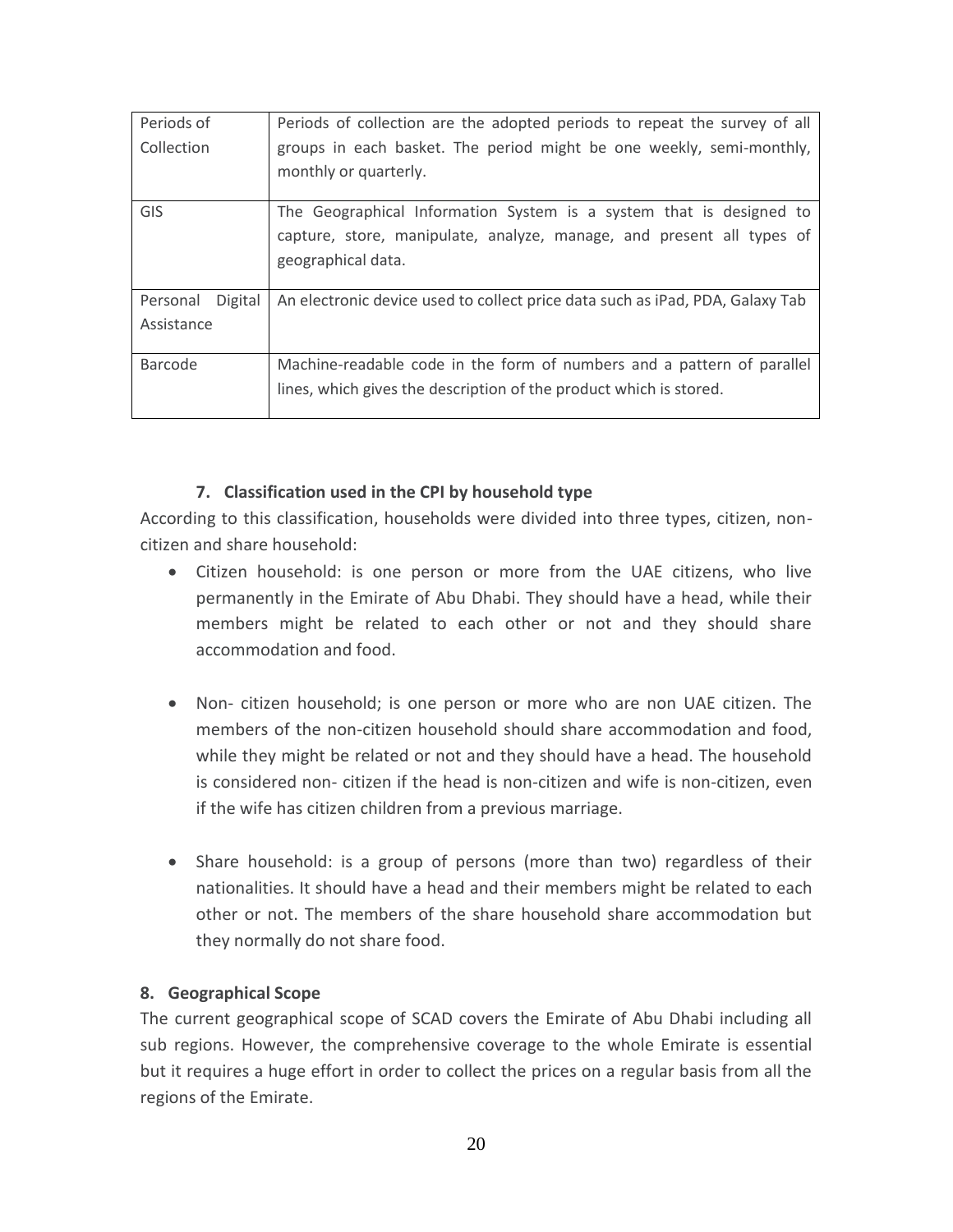| | |
|---|---|
| Periods of Collection | Periods of collection are the adopted periods to repeat the survey of all groups in each basket. The period might be one weekly, semi-monthly, monthly or quarterly. |
| GIS | The Geographical Information System is a system that is designed to capture, store, manipulate, analyze, manage, and present all types of geographical data. |
| Personal Digital Assistance | An electronic device used to collect price data such as iPad, PDA, Galaxy Tab |
| Barcode | Machine-readable code in the form of numbers and a pattern of parallel lines, which gives the description of the product which is stored. |

### 7. Classification used in the CPI by household type

According to this classification, households were divided into three types, citizen, non-citizen and share household:

- Citizen household: is one person or more from the UAE citizens, who live permanently in the Emirate of Abu Dhabi. They should have a head, while their members might be related to each other or not and they should share accommodation and food.

- Non- citizen household; is one person or more who are non UAE citizen. The members of the non-citizen household should share accommodation and food, while they might be related or not and they should have a head. The household is considered non- citizen if the head is non-citizen and wife is non-citizen, even if the wife has citizen children from a previous marriage.

- Share household: is a group of persons (more than two) regardless of their nationalities. It should have a head and their members might be related to each other or not. The members of the share household share accommodation but they normally do not share food.

### 8. Geographical Scope

The current geographical scope of SCAD covers the Emirate of Abu Dhabi including all sub regions. However, the comprehensive coverage to the whole Emirate is essential but it requires a huge effort in order to collect the prices on a regular basis from all the regions of the Emirate.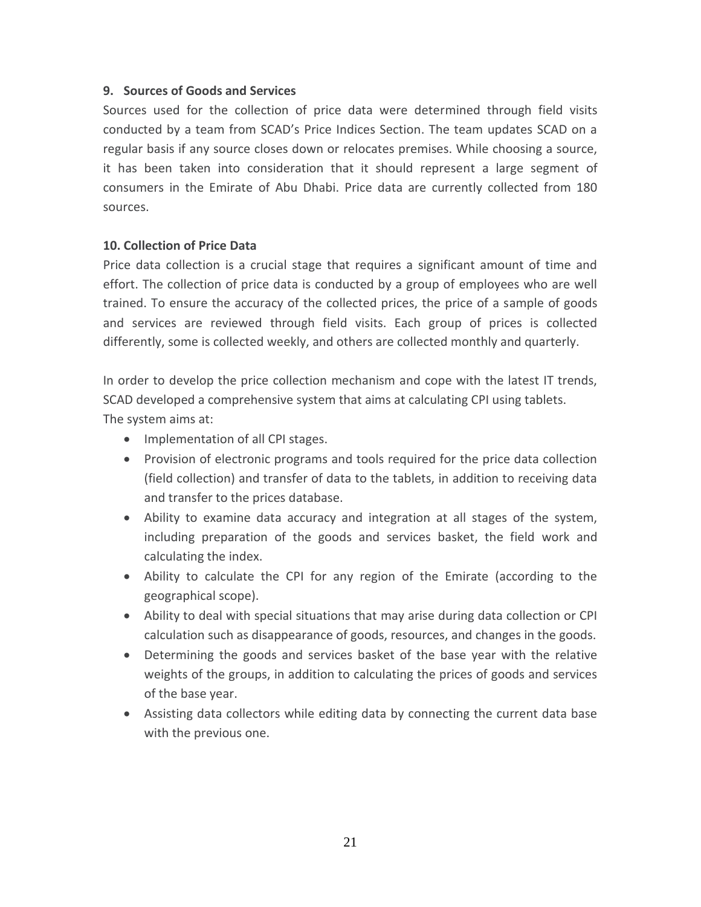### 9. Sources of Goods and Services

Sources used for the collection of price data were determined through field visits conducted by a team from SCAD's Price Indices Section. The team updates SCAD on a regular basis if any source closes down or relocates premises. While choosing a source, it has been taken into consideration that it should represent a large segment of consumers in the Emirate of Abu Dhabi. Price data are currently collected from 180 sources.

### 10. Collection of Price Data

Price data collection is a crucial stage that requires a significant amount of time and effort. The collection of price data is conducted by a group of employees who are well trained. To ensure the accuracy of the collected prices, the price of a sample of goods and services are reviewed through field visits. Each group of prices is collected differently, some is collected weekly, and others are collected monthly and quarterly.

In order to develop the price collection mechanism and cope with the latest IT trends, SCAD developed a comprehensive system that aims at calculating CPI using tablets.
The system aims at:

- Implementation of all CPI stages.
- Provision of electronic programs and tools required for the price data collection (field collection) and transfer of data to the tablets, in addition to receiving data and transfer to the prices database.
- Ability to examine data accuracy and integration at all stages of the system, including preparation of the goods and services basket, the field work and calculating the index.
- Ability to calculate the CPI for any region of the Emirate (according to the geographical scope).
- Ability to deal with special situations that may arise during data collection or CPI calculation such as disappearance of goods, resources, and changes in the goods.
- Determining the goods and services basket of the base year with the relative weights of the groups, in addition to calculating the prices of goods and services of the base year.
- Assisting data collectors while editing data by connecting the current data base with the previous one.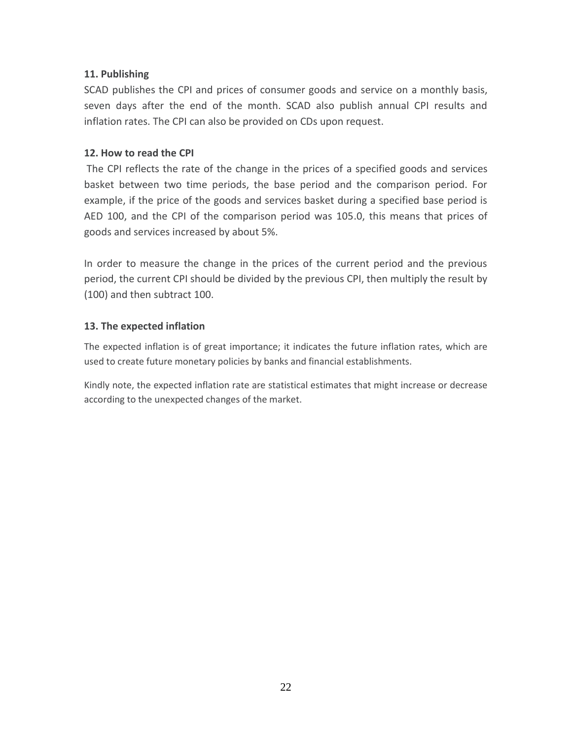### 11. Publishing

SCAD publishes the CPI and prices of consumer goods and service on a monthly basis, seven days after the end of the month. SCAD also publish annual CPI results and inflation rates. The CPI can also be provided on CDs upon request.

### 12. How to read the CPI

The CPI reflects the rate of the change in the prices of a specified goods and services basket between two time periods, the base period and the comparison period. For example, if the price of the goods and services basket during a specified base period is AED 100, and the CPI of the comparison period was 105.0, this means that prices of goods and services increased by about 5%.

In order to measure the change in the prices of the current period and the previous period, the current CPI should be divided by the previous CPI, then multiply the result by (100) and then subtract 100.

### 13. The expected inflation

The expected inflation is of great importance; it indicates the future inflation rates, which are used to create future monetary policies by banks and financial establishments.

Kindly note, the expected inflation rate are statistical estimates that might increase or decrease according to the unexpected changes of the market.